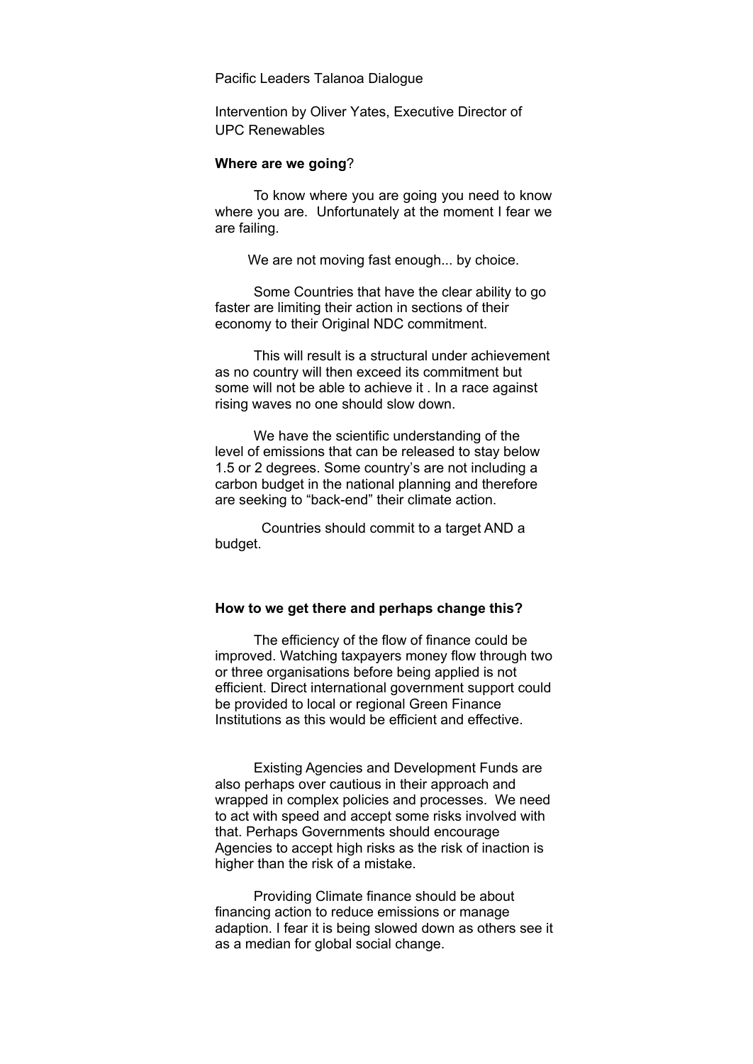Pacific Leaders Talanoa Dialogue

Intervention by Oliver Yates, Executive Director of UPC Renewables

**Where are we going**?

To know where you are going you need to know where you are. Unfortunately at the moment I fear we are failing.

We are not moving fast enough... by choice.

Some Countries that have the clear ability to go faster are limiting their action in sections of their economy to their Original NDC commitment.

This will result is a structural under achievement as no country will then exceed its commitment but some will not be able to achieve it . In a race against rising waves no one should slow down.

We have the scientific understanding of the level of emissions that can be released to stay below 1.5 or 2 degrees. Some country's are not including a carbon budget in the national planning and therefore are seeking to "back-end" their climate action.

Countries should commit to a target AND a budget.

**How to we get there and perhaps change this?**

The efficiency of the flow of finance could be improved. Watching taxpayers money flow through two or three organisations before being applied is not efficient. Direct international government support could be provided to local or regional Green Finance Institutions as this would be efficient and effective.

Existing Agencies and Development Funds are also perhaps over cautious in their approach and wrapped in complex policies and processes. We need to act with speed and accept some risks involved with that. Perhaps Governments should encourage Agencies to accept high risks as the risk of inaction is higher than the risk of a mistake.

Providing Climate finance should be about financing action to reduce emissions or manage adaption. I fear it is being slowed down as others see it as a median for global social change.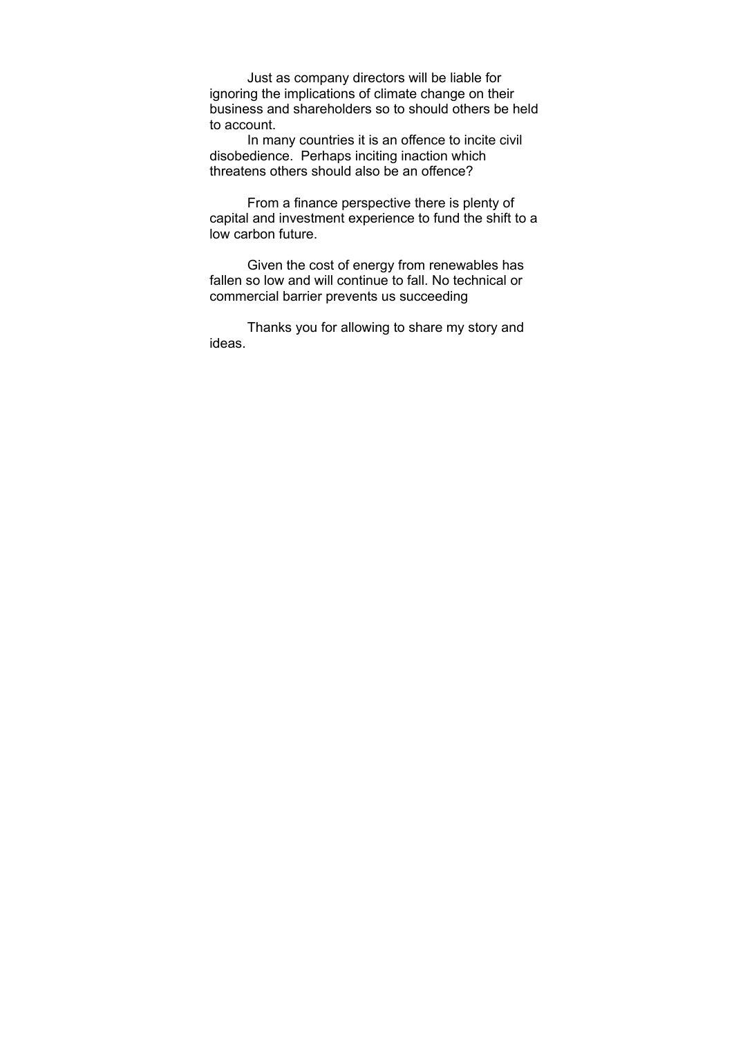Just as company directors will be liable for ignoring the implications of climate change on their business and shareholders so to should others be held to account.

In many countries it is an offence to incite civil disobedience. Perhaps inciting inaction which threatens others should also be an offence?

From a finance perspective there is plenty of capital and investment experience to fund the shift to a low carbon future.

Given the cost of energy from renewables has fallen so low and will continue to fall. No technical or commercial barrier prevents us succeeding

Thanks you for allowing to share my story and ideas.